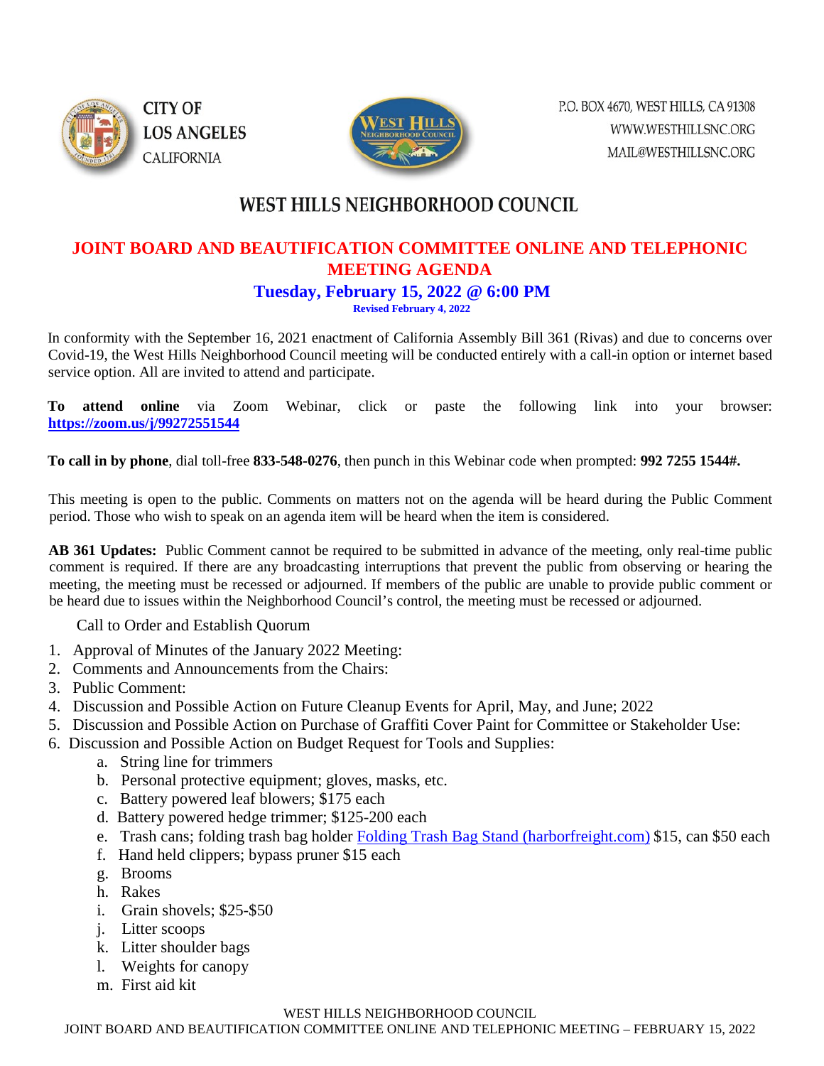CITY OF LOS ANGELES CALIFORNIA

P.O. BOX 4670, WEST HILLS, CA 91308
WWW.WESTHILLSNC.ORG
MAIL@WESTHILLSNC.ORG

# WEST HILLS NEIGHBORHOOD COUNCIL

## JOINT BOARD AND BEAUTIFICATION COMMITTEE ONLINE AND TELEPHONIC MEETING AGENDA

### Tuesday, February 15, 2022 @ 6:00 PM

**Revised February 4, 2022**

In conformity with the September 16, 2021 enactment of California Assembly Bill 361 (Rivas) and due to concerns over Covid-19, the West Hills Neighborhood Council meeting will be conducted entirely with a call-in option or internet based service option. All are invited to attend and participate.

**To attend online** via Zoom Webinar, click or paste the following link into your browser: **https://zoom.us/j/99272551544**

**To call in by phone**, dial toll-free **833-548-0276**, then punch in this Webinar code when prompted: **992 7255 1544#.**

This meeting is open to the public. Comments on matters not on the agenda will be heard during the Public Comment period. Those who wish to speak on an agenda item will be heard when the item is considered.

**AB 361 Updates:** Public Comment cannot be required to be submitted in advance of the meeting, only real-time public comment is required. If there are any broadcasting interruptions that prevent the public from observing or hearing the meeting, the meeting must be recessed or adjourned. If members of the public are unable to provide public comment or be heard due to issues within the Neighborhood Council's control, the meeting must be recessed or adjourned.

Call to Order and Establish Quorum

1. Approval of Minutes of the January 2022 Meeting:
2. Comments and Announcements from the Chairs:
3. Public Comment:
4. Discussion and Possible Action on Future Cleanup Events for April, May, and June; 2022
5. Discussion and Possible Action on Purchase of Graffiti Cover Paint for Committee or Stakeholder Use:
6. Discussion and Possible Action on Budget Request for Tools and Supplies:
   a. String line for trimmers
   b. Personal protective equipment; gloves, masks, etc.
   c. Battery powered leaf blowers; $175 each
   d. Battery powered hedge trimmer; $125-200 each
   e. Trash cans; folding trash bag holder Folding Trash Bag Stand (harborfreight.com) $15, can $50 each
   f. Hand held clippers; bypass pruner $15 each
   g. Brooms
   h. Rakes
   i. Grain shovels; $25-$50
   j. Litter scoops
   k. Litter shoulder bags
   l. Weights for canopy
   m. First aid kit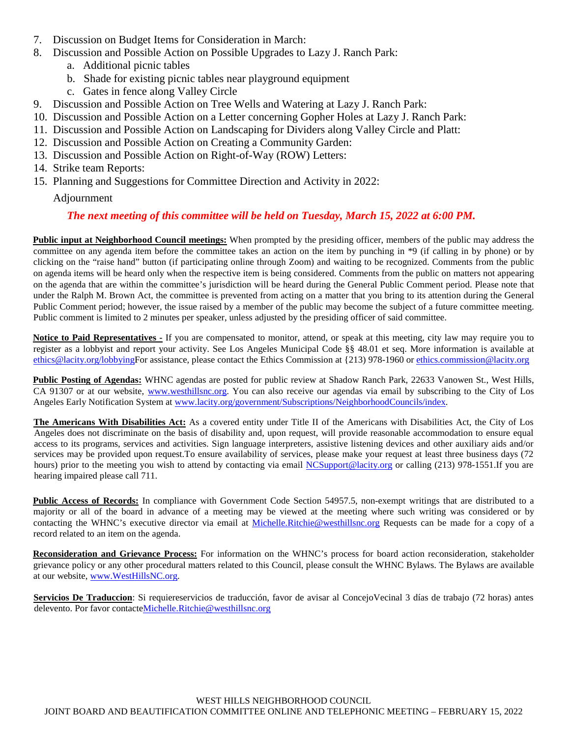7. Discussion on Budget Items for Consideration in March:
8. Discussion and Possible Action on Possible Upgrades to Lazy J. Ranch Park:
   a. Additional picnic tables
   b. Shade for existing picnic tables near playground equipment
   c. Gates in fence along Valley Circle
9. Discussion and Possible Action on Tree Wells and Watering at Lazy J. Ranch Park:
10. Discussion and Possible Action on a Letter concerning Gopher Holes at Lazy J. Ranch Park:
11. Discussion and Possible Action on Landscaping for Dividers along Valley Circle and Platt:
12. Discussion and Possible Action on Creating a Community Garden:
13. Discussion and Possible Action on Right-of-Way (ROW) Letters:
14. Strike team Reports:
15. Planning and Suggestions for Committee Direction and Activity in 2022:

Adjournment

***The next meeting of this committee will be held on Tuesday, March 15, 2022 at 6:00 PM.***

**Public input at Neighborhood Council meetings:** When prompted by the presiding officer, members of the public may address the committee on any agenda item before the committee takes an action on the item by punching in *9 (if calling in by phone) or by clicking on the "raise hand" button (if participating online through Zoom) and waiting to be recognized. Comments from the public on agenda items will be heard only when the respective item is being considered. Comments from the public on matters not appearing on the agenda that are within the committee's jurisdiction will be heard during the General Public Comment period. Please note that under the Ralph M. Brown Act, the committee is prevented from acting on a matter that you bring to its attention during the General Public Comment period; however, the issue raised by a member of the public may become the subject of a future committee meeting. Public comment is limited to 2 minutes per speaker, unless adjusted by the presiding officer of said committee.

**Notice to Paid Representatives -** If you are compensated to monitor, attend, or speak at this meeting, city law may require you to register as a lobbyist and report your activity. See Los Angeles Municipal Code §§ 48.01 et seq. More information is available at ethics@lacity.org/lobbyingFor assistance, please contact the Ethics Commission at {213) 978-1960 or ethics.commission@lacity.org

**Public Posting of Agendas:** WHNC agendas are posted for public review at Shadow Ranch Park, 22633 Vanowen St., West Hills, CA 91307 or at our website, www.westhillsnc.org. You can also receive our agendas via email by subscribing to the City of Los Angeles Early Notification System at www.lacity.org/government/Subscriptions/NeighborhoodCouncils/index.

**The Americans With Disabilities Act:** As a covered entity under Title II of the Americans with Disabilities Act, the City of Los Angeles does not discriminate on the basis of disability and, upon request, will provide reasonable accommodation to ensure equal access to its programs, services and activities. Sign language interpreters, assistive listening devices and other auxiliary aids and/or services may be provided upon request.To ensure availability of services, please make your request at least three business days (72 hours) prior to the meeting you wish to attend by contacting via email NCSupport@lacity.org or calling (213) 978-1551.If you are hearing impaired please call 711.

**Public Access of Records:** In compliance with Government Code Section 54957.5, non-exempt writings that are distributed to a majority or all of the board in advance of a meeting may be viewed at the meeting where such writing was considered or by contacting the WHNC's executive director via email at Michelle.Ritchie@westhillsnc.org Requests can be made for a copy of a record related to an item on the agenda.

**Reconsideration and Grievance Process:** For information on the WHNC's process for board action reconsideration, stakeholder grievance policy or any other procedural matters related to this Council, please consult the WHNC Bylaws. The Bylaws are available at our website, www.WestHillsNC.org.

**Servicios De Traduccion**: Si requiereservicios de traducción, favor de avisar al ConcejoVecinal 3 días de trabajo (72 horas) antes delevento. Por favor contacteMichelle.Ritchie@westhillsnc.org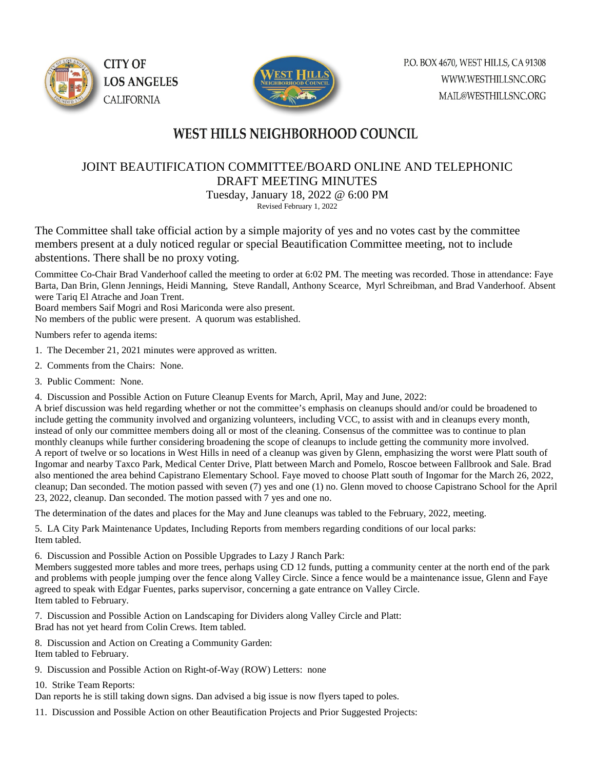CITY OF
LOS ANGELES
CALIFORNIA

P.O. BOX 4670, WEST HILLS, CA 91308
WWW.WESTHILLSNC.ORG
MAIL@WESTHILLSNC.ORG

# WEST HILLS NEIGHBORHOOD COUNCIL

## JOINT BEAUTIFICATION COMMITTEE/BOARD ONLINE AND TELEPHONIC DRAFT MEETING MINUTES

Tuesday, January 18, 2022 @ 6:00 PM

Revised February 1, 2022

The Committee shall take official action by a simple majority of yes and no votes cast by the committee members present at a duly noticed regular or special Beautification Committee meeting, not to include abstentions. There shall be no proxy voting.

Committee Co-Chair Brad Vanderhoof called the meeting to order at 6:02 PM. The meeting was recorded. Those in attendance: Faye Barta, Dan Brin, Glenn Jennings, Heidi Manning, Steve Randall, Anthony Scearce, Myrl Schreibman, and Brad Vanderhoof. Absent were Tariq El Atrache and Joan Trent.

Board members Saif Mogri and Rosi Mariconda were also present.

No members of the public were present. A quorum was established.

Numbers refer to agenda items:

1. The December 21, 2021 minutes were approved as written.

2. Comments from the Chairs: None.

3. Public Comment: None.

4. Discussion and Possible Action on Future Cleanup Events for March, April, May and June, 2022:
A brief discussion was held regarding whether or not the committee's emphasis on cleanups should and/or could be broadened to include getting the community involved and organizing volunteers, including VCC, to assist with and in cleanups every month, instead of only our committee members doing all or most of the cleaning. Consensus of the committee was to continue to plan monthly cleanups while further considering broadening the scope of cleanups to include getting the community more involved.
A report of twelve or so locations in West Hills in need of a cleanup was given by Glenn, emphasizing the worst were Platt south of Ingomar and nearby Taxco Park, Medical Center Drive, Platt between March and Pomelo, Roscoe between Fallbrook and Sale. Brad also mentioned the area behind Capistrano Elementary School. Faye moved to choose Platt south of Ingomar for the March 26, 2022, cleanup; Dan seconded. The motion passed with seven (7) yes and one (1) no. Glenn moved to choose Capistrano School for the April 23, 2022, cleanup. Dan seconded. The motion passed with 7 yes and one no.

The determination of the dates and places for the May and June cleanups was tabled to the February, 2022, meeting.

5. LA City Park Maintenance Updates, Including Reports from members regarding conditions of our local parks:
Item tabled.

6. Discussion and Possible Action on Possible Upgrades to Lazy J Ranch Park:
Members suggested more tables and more trees, perhaps using CD 12 funds, putting a community center at the north end of the park and problems with people jumping over the fence along Valley Circle. Since a fence would be a maintenance issue, Glenn and Faye agreed to speak with Edgar Fuentes, parks supervisor, concerning a gate entrance on Valley Circle.
Item tabled to February.

7. Discussion and Possible Action on Landscaping for Dividers along Valley Circle and Platt:
Brad has not yet heard from Colin Crews. Item tabled.

8. Discussion and Action on Creating a Community Garden:
Item tabled to February.

9. Discussion and Possible Action on Right-of-Way (ROW) Letters: none

10. Strike Team Reports:
Dan reports he is still taking down signs. Dan advised a big issue is now flyers taped to poles.

11. Discussion and Possible Action on other Beautification Projects and Prior Suggested Projects: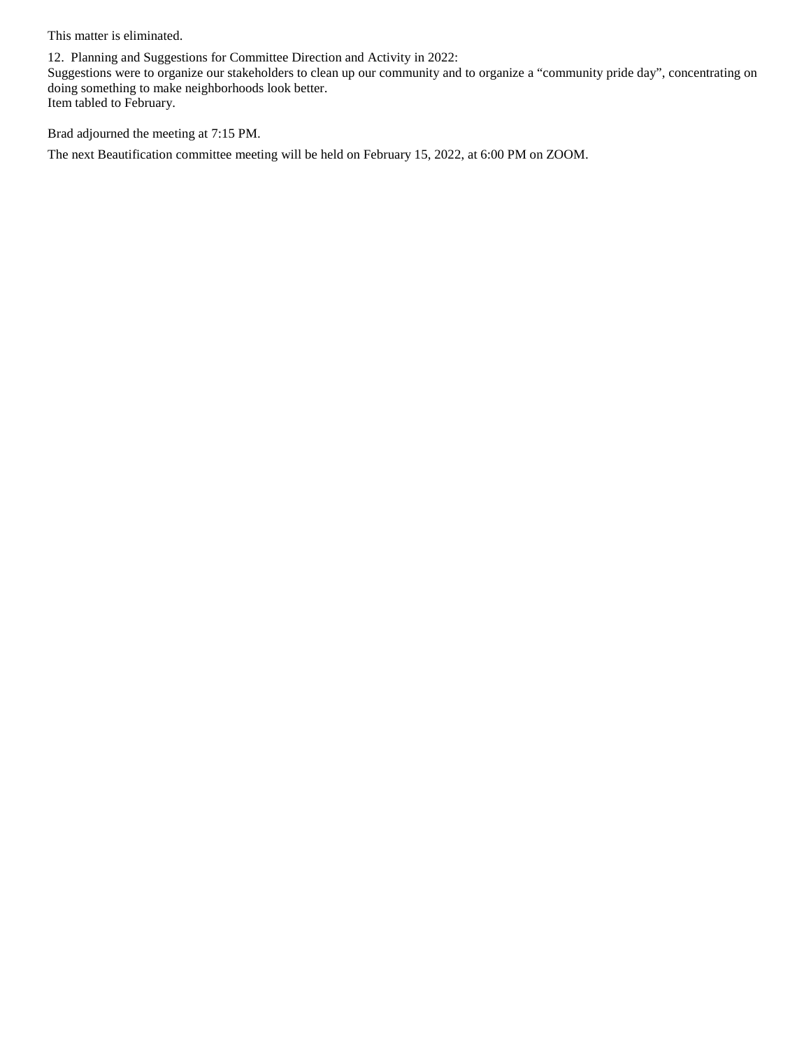This matter is eliminated.

12. Planning and Suggestions for Committee Direction and Activity in 2022:
Suggestions were to organize our stakeholders to clean up our community and to organize a "community pride day", concentrating on doing something to make neighborhoods look better.
Item tabled to February.

Brad adjourned the meeting at 7:15 PM.

The next Beautification committee meeting will be held on February 15, 2022, at 6:00 PM on ZOOM.